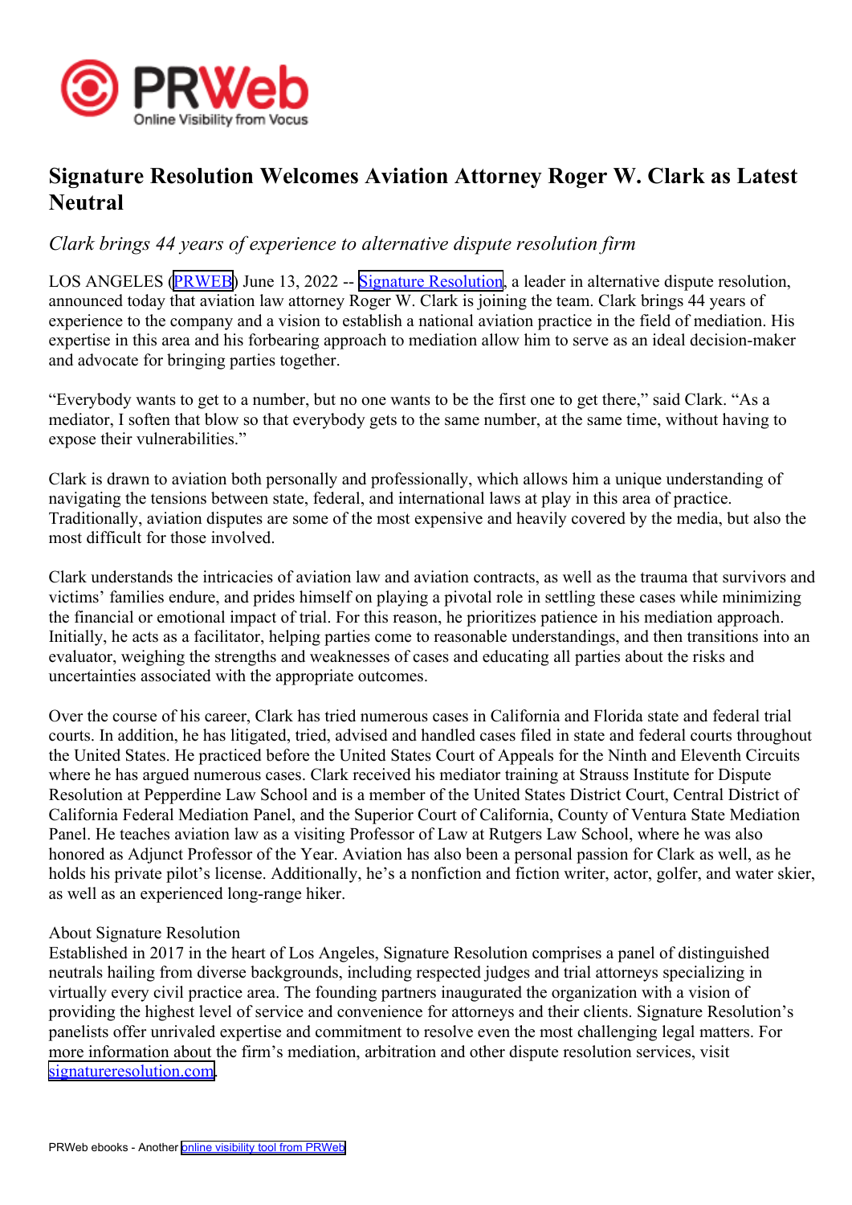# Signature Resolution Welcomes Aviation Attorney Roger W. Clark as Latest Neutral

*Clark brings 44 years of experience to alternative dispute resolution firm*

LOS ANGELES (PRWEB) June 13, 2022 -- Signature Resolution, a leader in alternative dispute resolution, announced today that aviation law attorney Roger W. Clark is joining the team. Clark brings 44 years of experience to the company and a vision to establish a national aviation practice in the field of mediation. His expertise in this area and his forbearing approach to mediation allow him to serve as an ideal decision-maker and advocate for bringing parties together.

"Everybody wants to get to a number, but no one wants to be the first one to get there," said Clark. "As a mediator, I soften that blow so that everybody gets to the same number, at the same time, without having to expose their vulnerabilities."

Clark is drawn to aviation both personally and professionally, which allows him a unique understanding of navigating the tensions between state, federal, and international laws at play in this area of practice. Traditionally, aviation disputes are some of the most expensive and heavily covered by the media, but also the most difficult for those involved.

Clark understands the intricacies of aviation law and aviation contracts, as well as the trauma that survivors and victims' families endure, and prides himself on playing a pivotal role in settling these cases while minimizing the financial or emotional impact of trial. For this reason, he prioritizes patience in his mediation approach. Initially, he acts as a facilitator, helping parties come to reasonable understandings, and then transitions into an evaluator, weighing the strengths and weaknesses of cases and educating all parties about the risks and uncertainties associated with the appropriate outcomes.

Over the course of his career, Clark has tried numerous cases in California and Florida state and federal trial courts. In addition, he has litigated, tried, advised and handled cases filed in state and federal courts throughout the United States. He practiced before the United States Court of Appeals for the Ninth and Eleventh Circuits where he has argued numerous cases. Clark received his mediator training at Strauss Institute for Dispute Resolution at Pepperdine Law School and is a member of the United States District Court, Central District of California Federal Mediation Panel, and the Superior Court of California, County of Ventura State Mediation Panel. He teaches aviation law as a visiting Professor of Law at Rutgers Law School, where he was also honored as Adjunct Professor of the Year. Aviation has also been a personal passion for Clark as well, as he holds his private pilot's license. Additionally, he's a nonfiction and fiction writer, actor, golfer, and water skier, as well as an experienced long-range hiker.

About Signature Resolution
Established in 2017 in the heart of Los Angeles, Signature Resolution comprises a panel of distinguished neutrals hailing from diverse backgrounds, including respected judges and trial attorneys specializing in virtually every civil practice area. The founding partners inaugurated the organization with a vision of providing the highest level of service and convenience for attorneys and their clients. Signature Resolution's panelists offer unrivaled expertise and commitment to resolve even the most challenging legal matters. For more information about the firm's mediation, arbitration and other dispute resolution services, visit signatureresolution.com.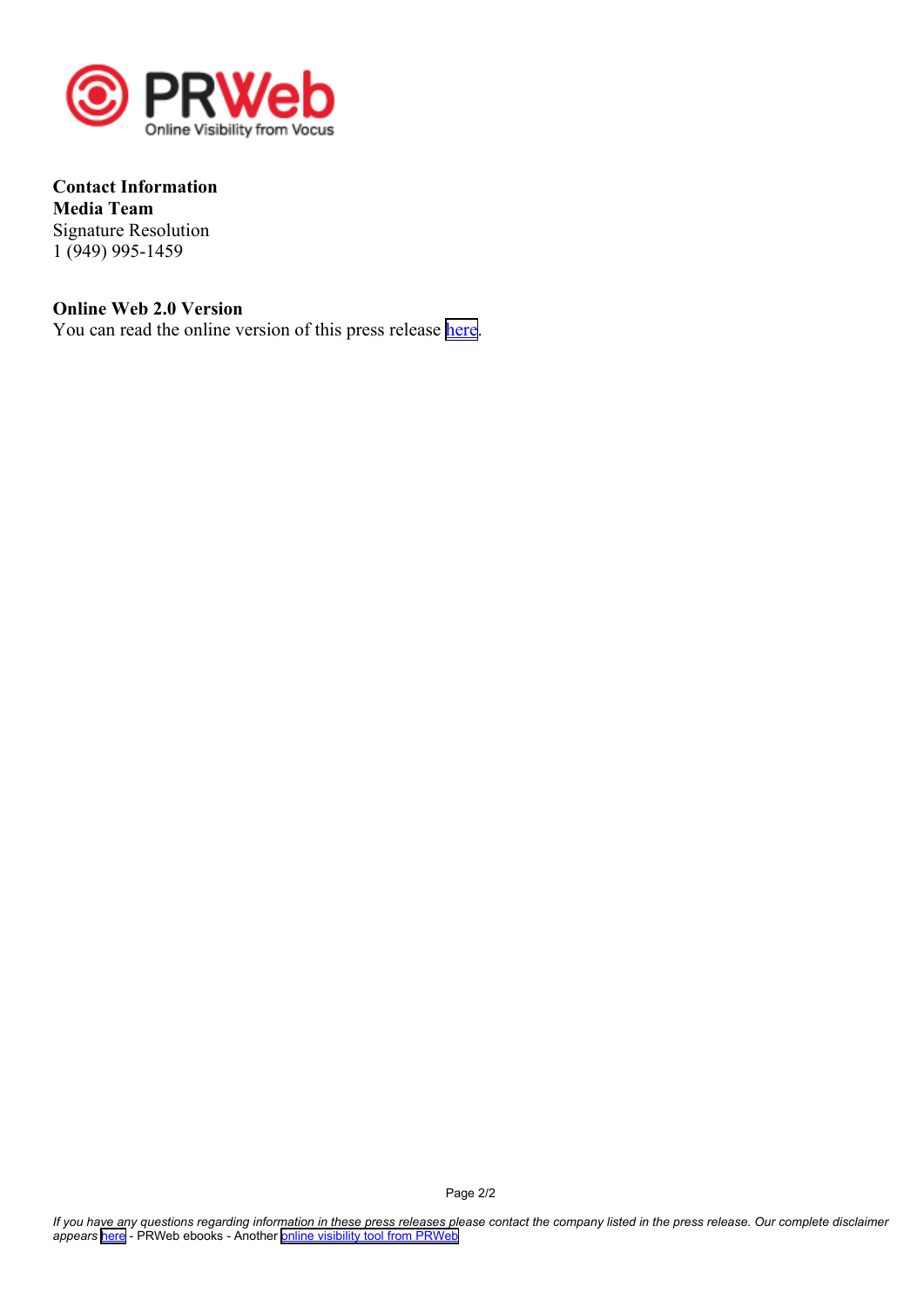**Contact Information**
**Media Team**
Signature Resolution
1 (949) 995-1459

**Online Web 2.0 Version**
You can read the online version of this press release here.

*If you have any questions regarding information in these press releases please contact the company listed in the press release. Our complete disclaimer appears* here - PRWeb ebooks - Another online visibility tool from PRWeb